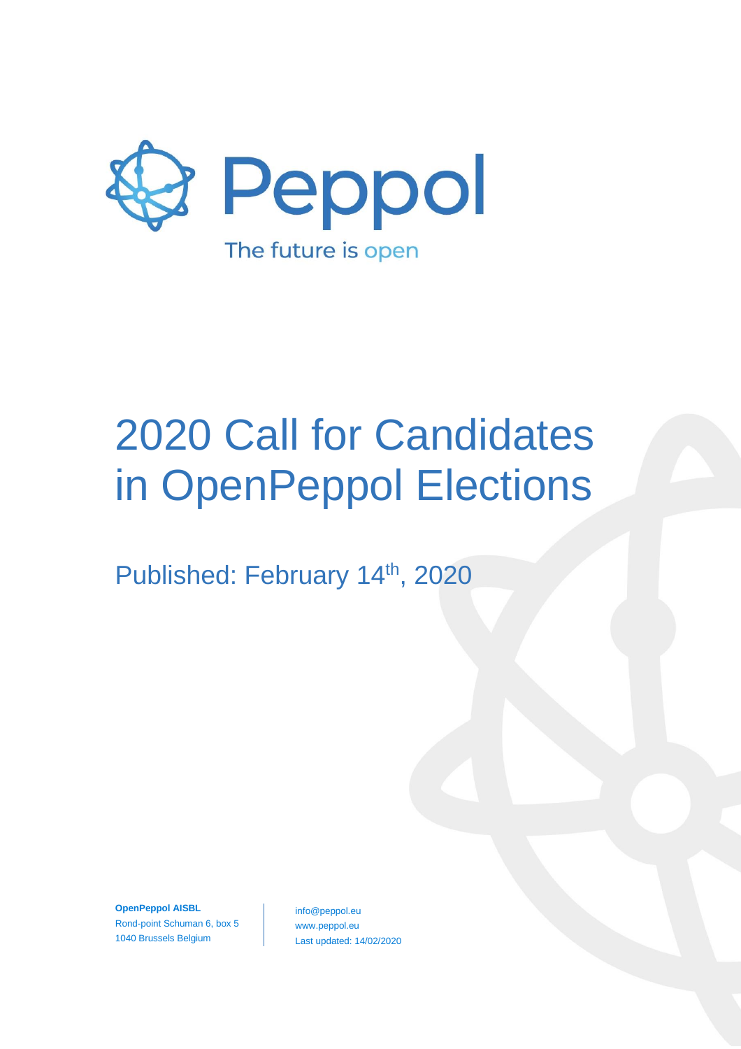Peppol

The future is open

# 2020 Call for Candidates in OpenPeppol Elections

Published: February 14th, 2020

**OpenPeppol AISBL**
Rond-point Schuman 6, box 5
1040 Brussels Belgium

info@peppol.eu
www.peppol.eu
Last updated: 14/02/2020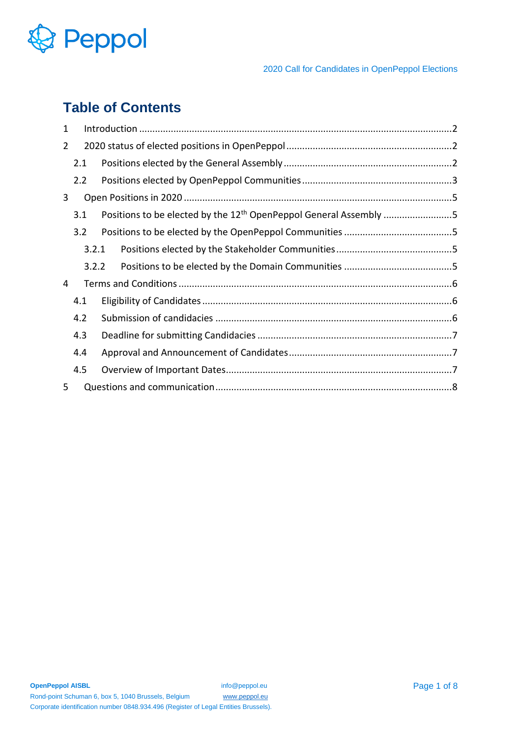# Table of Contents

1 Introduction ..... 2
2 2020 status of elected positions in OpenPeppol ..... 2
  2.1 Positions elected by the General Assembly ..... 2
  2.2 Positions elected by OpenPeppol Communities ..... 3
3 Open Positions in 2020 ..... 5
  3.1 Positions to be elected by the 12th OpenPeppol General Assembly ..... 5
  3.2 Positions to be elected by the OpenPeppol Communities ..... 5
    3.2.1 Positions elected by the Stakeholder Communities ..... 5
    3.2.2 Positions to be elected by the Domain Communities ..... 5
4 Terms and Conditions ..... 6
  4.1 Eligibility of Candidates ..... 6
  4.2 Submission of candidacies ..... 6
  4.3 Deadline for submitting Candidacies ..... 7
  4.4 Approval and Announcement of Candidates ..... 7
  4.5 Overview of Important Dates ..... 7
5 Questions and communication ..... 8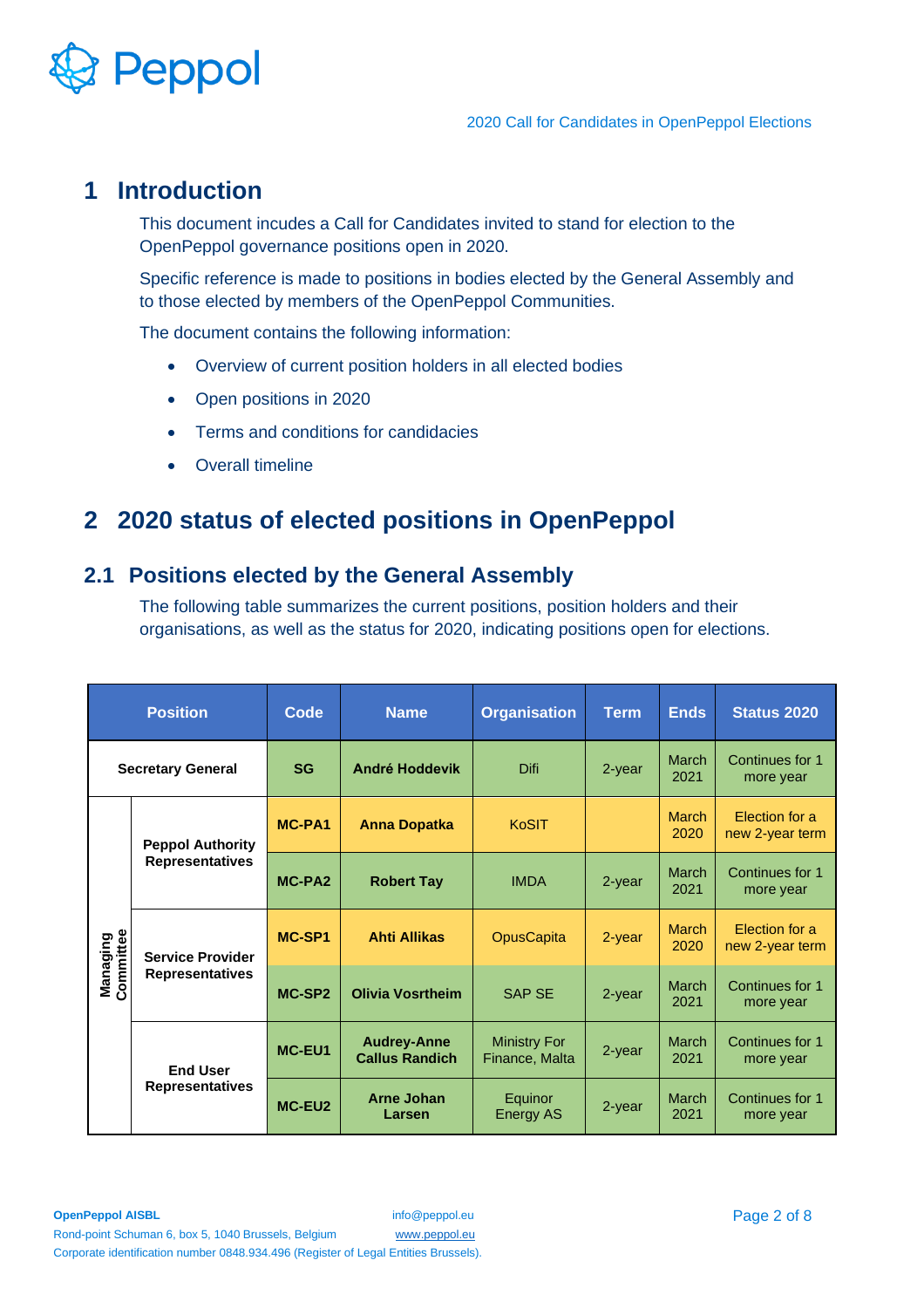# 1 Introduction

This document incudes a Call for Candidates invited to stand for election to the OpenPeppol governance positions open in 2020.

Specific reference is made to positions in bodies elected by the General Assembly and to those elected by members of the OpenPeppol Communities.

The document contains the following information:

- Overview of current position holders in all elected bodies
- Open positions in 2020
- Terms and conditions for candidacies
- Overall timeline

# 2 2020 status of elected positions in OpenPeppol

## 2.1 Positions elected by the General Assembly

The following table summarizes the current positions, position holders and their organisations, as well as the status for 2020, indicating positions open for elections.

| Position | | Code | Name | Organisation | Term | Ends | Status 2020 |
|---|---|---|---|---|---|---|---|
| **Secretary General** | | **SG** | **André Hoddevik** | Difi | 2-year | March 2021 | Continues for 1 more year |
| Managing Committee | **Peppol Authority Representatives** | **MC-PA1** | **Anna Dopatka** | KoSIT | | March 2020 | Election for a new 2-year term |
| | | **MC-PA2** | **Robert Tay** | IMDA | 2-year | March 2021 | Continues for 1 more year |
| | **Service Provider Representatives** | **MC-SP1** | **Ahti Allikas** | OpusCapita | 2-year | March 2020 | Election for a new 2-year term |
| | | **MC-SP2** | **Olivia Vosrtheim** | SAP SE | 2-year | March 2021 | Continues for 1 more year |
| | **End User Representatives** | **MC-EU1** | **Audrey-Anne Callus Randich** | Ministry For Finance, Malta | 2-year | March 2021 | Continues for 1 more year |
| | | **MC-EU2** | **Arne Johan Larsen** | Equinor Energy AS | 2-year | March 2021 | Continues for 1 more year |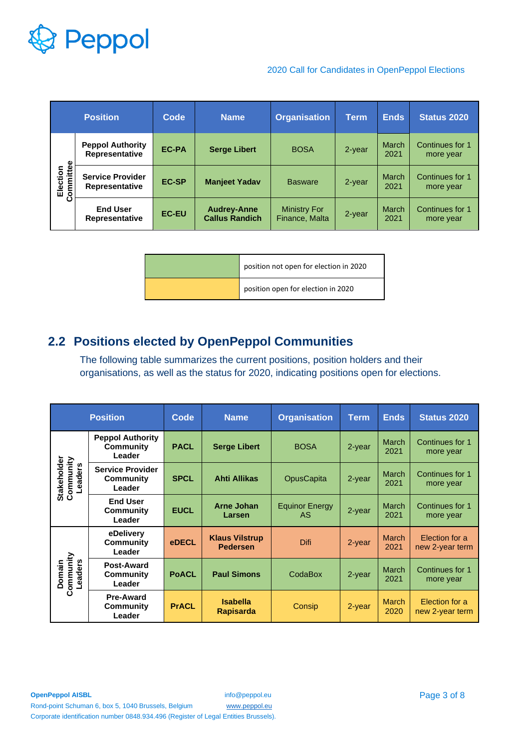| Position | | Code | Name | Organisation | Term | Ends | Status 2020 |
|---|---|---|---|---|---|---|---|
| Election Committee | Peppol Authority Representative | EC-PA | Serge Libert | BOSA | 2-year | March 2021 | Continues for 1 more year |
| | Service Provider Representative | EC-SP | Manjeet Yadav | Basware | 2-year | March 2021 | Continues for 1 more year |
| | End User Representative | EC-EU | Audrey-Anne Callus Randich | Ministry For Finance, Malta | 2-year | March 2021 | Continues for 1 more year |

| Colour | Meaning |
|---|---|
| (green) | position not open for election in 2020 |
| (yellow) | position open for election in 2020 |

## 2.2 Positions elected by OpenPeppol Communities

The following table summarizes the current positions, position holders and their organisations, as well as the status for 2020, indicating positions open for elections.

| Position | | Code | Name | Organisation | Term | Ends | Status 2020 |
|---|---|---|---|---|---|---|---|
| Stakeholder Community Leaders | Peppol Authority Community Leader | PACL | Serge Libert | BOSA | 2-year | March 2021 | Continues for 1 more year |
| | Service Provider Community Leader | SPCL | Ahti Allikas | OpusCapita | 2-year | March 2021 | Continues for 1 more year |
| | End User Community Leader | EUCL | Arne Johan Larsen | Equinor Energy AS | 2-year | March 2021 | Continues for 1 more year |
| Domain Community Leaders | eDelivery Community Leader | eDECL | Klaus Vilstrup Pedersen | Difi | 2-year | March 2021 | Election for a new 2-year term |
| | Post-Award Community Leader | PoACL | Paul Simons | CodaBox | 2-year | March 2021 | Continues for 1 more year |
| | Pre-Award Community Leader | PrACL | Isabella Rapisarda | Consip | 2-year | March 2020 | Election for a new 2-year term |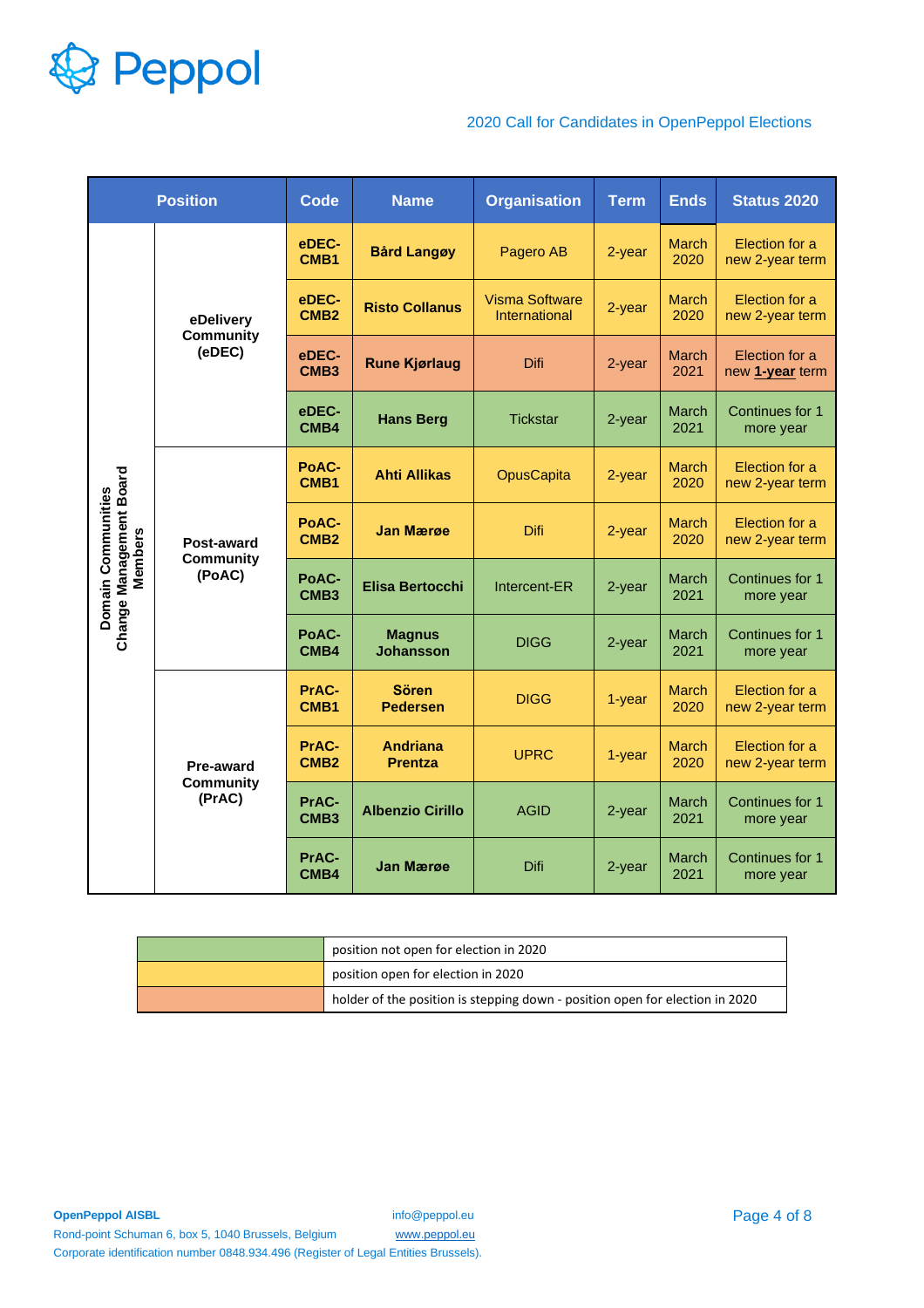| Position | | Code | Name | Organisation | Term | Ends | Status 2020 |
|---|---|---|---|---|---|---|---|
| Domain Communities Change Management Board Members | eDelivery Community (eDEC) | eDEC-CMB1 | **Bård Langøy** | Pagero AB | 2-year | March 2020 | Election for a new 2-year term |
| | | eDEC-CMB2 | **Risto Collanus** | Visma Software International | 2-year | March 2020 | Election for a new 2-year term |
| | | eDEC-CMB3 | **Rune Kjørlaug** | Difi | 2-year | March 2021 | Election for a new **1-year** term |
| | | eDEC-CMB4 | **Hans Berg** | Tickstar | 2-year | March 2021 | Continues for 1 more year |
| | Post-award Community (PoAC) | PoAC-CMB1 | **Ahti Allikas** | OpusCapita | 2-year | March 2020 | Election for a new 2-year term |
| | | PoAC-CMB2 | **Jan Mærøe** | Difi | 2-year | March 2020 | Election for a new 2-year term |
| | | PoAC-CMB3 | **Elisa Bertocchi** | Intercent-ER | 2-year | March 2021 | Continues for 1 more year |
| | | PoAC-CMB4 | **Magnus Johansson** | DIGG | 2-year | March 2021 | Continues for 1 more year |
| | Pre-award Community (PrAC) | PrAC-CMB1 | **Sören Pedersen** | DIGG | 1-year | March 2020 | Election for a new 2-year term |
| | | PrAC-CMB2 | **Andriana Prentza** | UPRC | 1-year | March 2020 | Election for a new 2-year term |
| | | PrAC-CMB3 | **Albenzio Cirillo** | AGID | 2-year | March 2021 | Continues for 1 more year |
| | | PrAC-CMB4 | **Jan Mærøe** | Difi | 2-year | March 2021 | Continues for 1 more year |

| | |
|---|---|
| (green) | position not open for election in 2020 |
| (yellow) | position open for election in 2020 |
| (orange) | holder of the position is stepping down - position open for election in 2020 |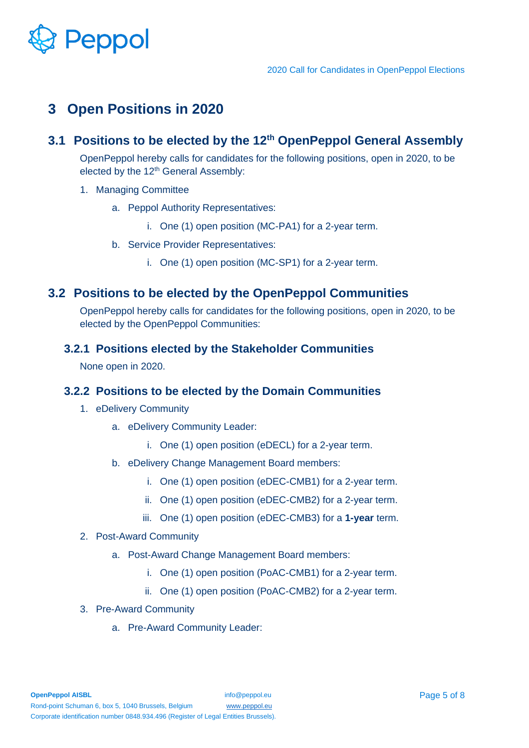# 3 Open Positions in 2020

## 3.1 Positions to be elected by the 12th OpenPeppol General Assembly

OpenPeppol hereby calls for candidates for the following positions, open in 2020, to be elected by the 12th General Assembly:

1. Managing Committee
    a. Peppol Authority Representatives:
        i. One (1) open position (MC-PA1) for a 2-year term.
    b. Service Provider Representatives:
        i. One (1) open position (MC-SP1) for a 2-year term.

## 3.2 Positions to be elected by the OpenPeppol Communities

OpenPeppol hereby calls for candidates for the following positions, open in 2020, to be elected by the OpenPeppol Communities:

### 3.2.1 Positions elected by the Stakeholder Communities

None open in 2020.

### 3.2.2 Positions to be elected by the Domain Communities

1. eDelivery Community
    a. eDelivery Community Leader:
        i. One (1) open position (eDECL) for a 2-year term.
    b. eDelivery Change Management Board members:
        i. One (1) open position (eDEC-CMB1) for a 2-year term.
        ii. One (1) open position (eDEC-CMB2) for a 2-year term.
        iii. One (1) open position (eDEC-CMB3) for a **1-year** term.
2. Post-Award Community
    a. Post-Award Change Management Board members:
        i. One (1) open position (PoAC-CMB1) for a 2-year term.
        ii. One (1) open position (PoAC-CMB2) for a 2-year term.
3. Pre-Award Community
    a. Pre-Award Community Leader: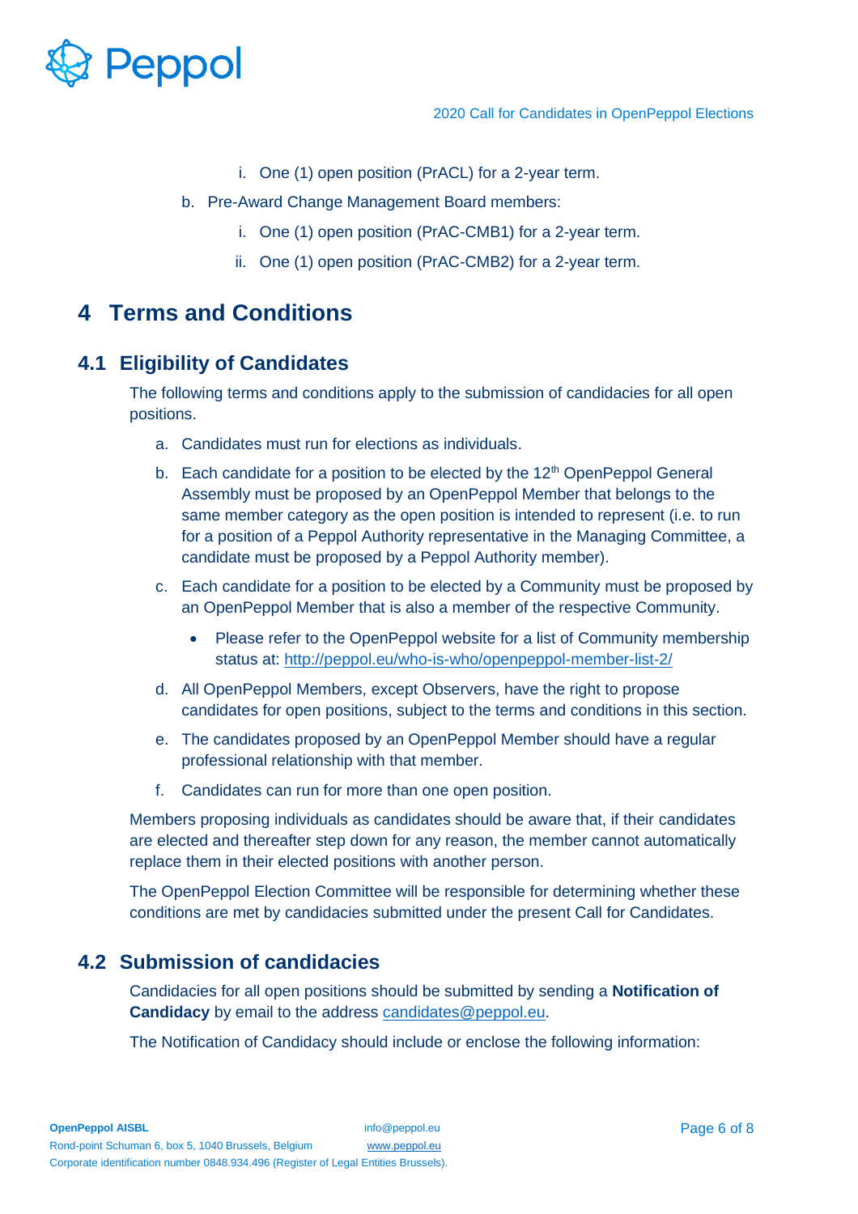i. One (1) open position (PrACL) for a 2-year term.

b. Pre-Award Change Management Board members:

   i. One (1) open position (PrAC-CMB1) for a 2-year term.

   ii. One (1) open position (PrAC-CMB2) for a 2-year term.

# 4 Terms and Conditions

## 4.1 Eligibility of Candidates

The following terms and conditions apply to the submission of candidacies for all open positions.

a. Candidates must run for elections as individuals.

b. Each candidate for a position to be elected by the 12th OpenPeppol General Assembly must be proposed by an OpenPeppol Member that belongs to the same member category as the open position is intended to represent (i.e. to run for a position of a Peppol Authority representative in the Managing Committee, a candidate must be proposed by a Peppol Authority member).

c. Each candidate for a position to be elected by a Community must be proposed by an OpenPeppol Member that is also a member of the respective Community.

   - Please refer to the OpenPeppol website for a list of Community membership status at: http://peppol.eu/who-is-who/openpeppol-member-list-2/

d. All OpenPeppol Members, except Observers, have the right to propose candidates for open positions, subject to the terms and conditions in this section.

e. The candidates proposed by an OpenPeppol Member should have a regular professional relationship with that member.

f. Candidates can run for more than one open position.

Members proposing individuals as candidates should be aware that, if their candidates are elected and thereafter step down for any reason, the member cannot automatically replace them in their elected positions with another person.

The OpenPeppol Election Committee will be responsible for determining whether these conditions are met by candidacies submitted under the present Call for Candidates.

## 4.2 Submission of candidacies

Candidacies for all open positions should be submitted by sending a **Notification of Candidacy** by email to the address candidates@peppol.eu.

The Notification of Candidacy should include or enclose the following information: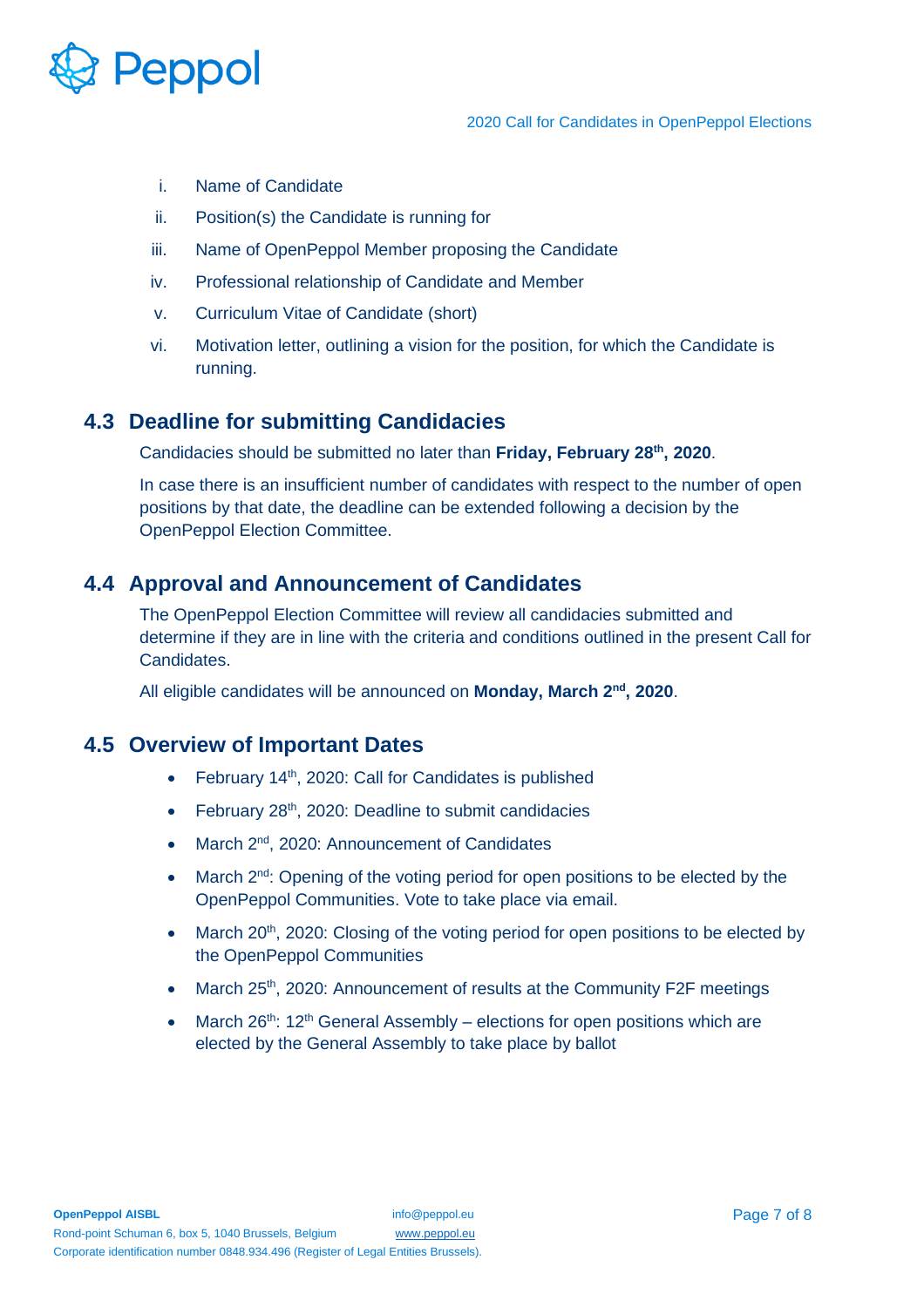i. Name of Candidate
ii. Position(s) the Candidate is running for
iii. Name of OpenPeppol Member proposing the Candidate
iv. Professional relationship of Candidate and Member
v. Curriculum Vitae of Candidate (short)
vi. Motivation letter, outlining a vision for the position, for which the Candidate is running.

## 4.3 Deadline for submitting Candidacies

Candidacies should be submitted no later than **Friday, February 28th, 2020**.

In case there is an insufficient number of candidates with respect to the number of open positions by that date, the deadline can be extended following a decision by the OpenPeppol Election Committee.

## 4.4 Approval and Announcement of Candidates

The OpenPeppol Election Committee will review all candidacies submitted and determine if they are in line with the criteria and conditions outlined in the present Call for Candidates.

All eligible candidates will be announced on **Monday, March 2nd, 2020**.

## 4.5 Overview of Important Dates

- February 14th, 2020: Call for Candidates is published
- February 28th, 2020: Deadline to submit candidacies
- March 2nd, 2020: Announcement of Candidates
- March 2nd: Opening of the voting period for open positions to be elected by the OpenPeppol Communities. Vote to take place via email.
- March 20th, 2020: Closing of the voting period for open positions to be elected by the OpenPeppol Communities
- March 25th, 2020: Announcement of results at the Community F2F meetings
- March 26th: 12th General Assembly – elections for open positions which are elected by the General Assembly to take place by ballot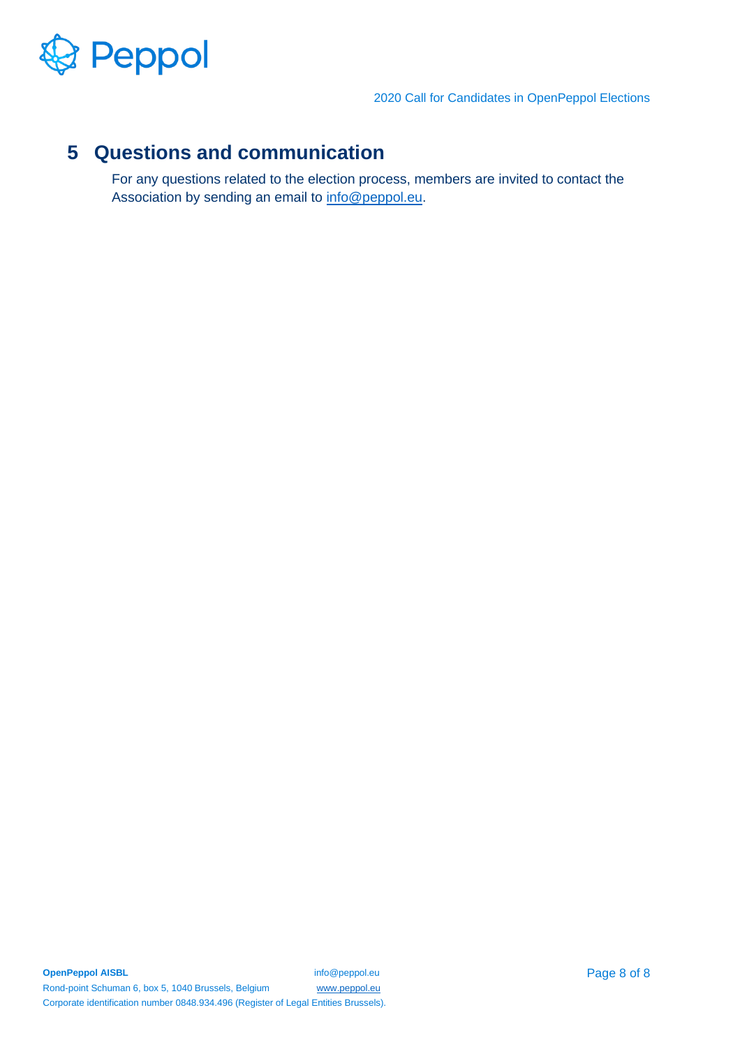# 5 Questions and communication

For any questions related to the election process, members are invited to contact the Association by sending an email to info@peppol.eu.